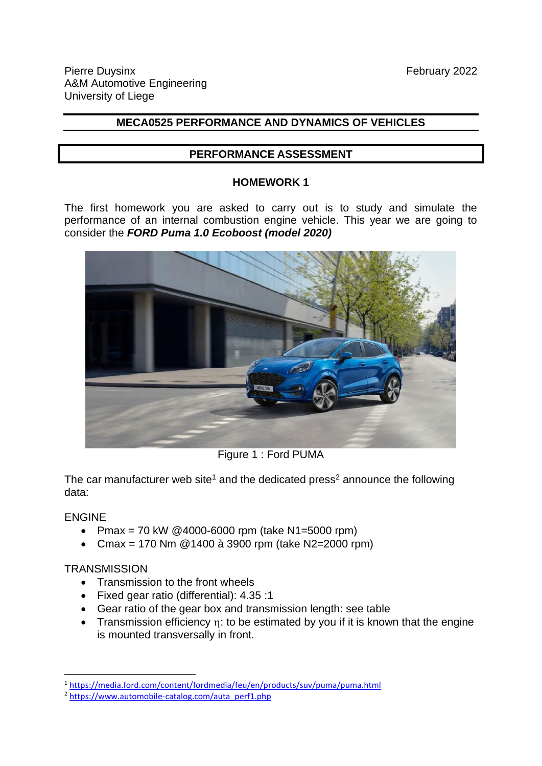Pierre Duysinx
A&M Automotive Engineering
University of Liege

February 2022

# MECA0525 PERFORMANCE AND DYNAMICS OF VEHICLES

## PERFORMANCE ASSESSMENT

### HOMEWORK 1

The first homework you are asked to carry out is to study and simulate the performance of an internal combustion engine vehicle. This year we are going to consider the ***FORD Puma 1.0 Ecoboost (model 2020)***

Figure 1 : Ford PUMA

The car manufacturer web site[1] and the dedicated press[2] announce the following data:

ENGINE

- Pmax = 70 kW @4000-6000 rpm (take N1=5000 rpm)
- Cmax = 170 Nm @1400 à 3900 rpm (take N2=2000 rpm)

TRANSMISSION

- Transmission to the front wheels
- Fixed gear ratio (differential): 4.35 :1
- Gear ratio of the gear box and transmission length: see table
- Transmission efficiency $\eta$: to be estimated by you if it is known that the engine is mounted transversally in front.

[1] https://media.ford.com/content/fordmedia/feu/en/products/suv/puma/puma.html

[2] https://www.automobile-catalog.com/auta_perf1.php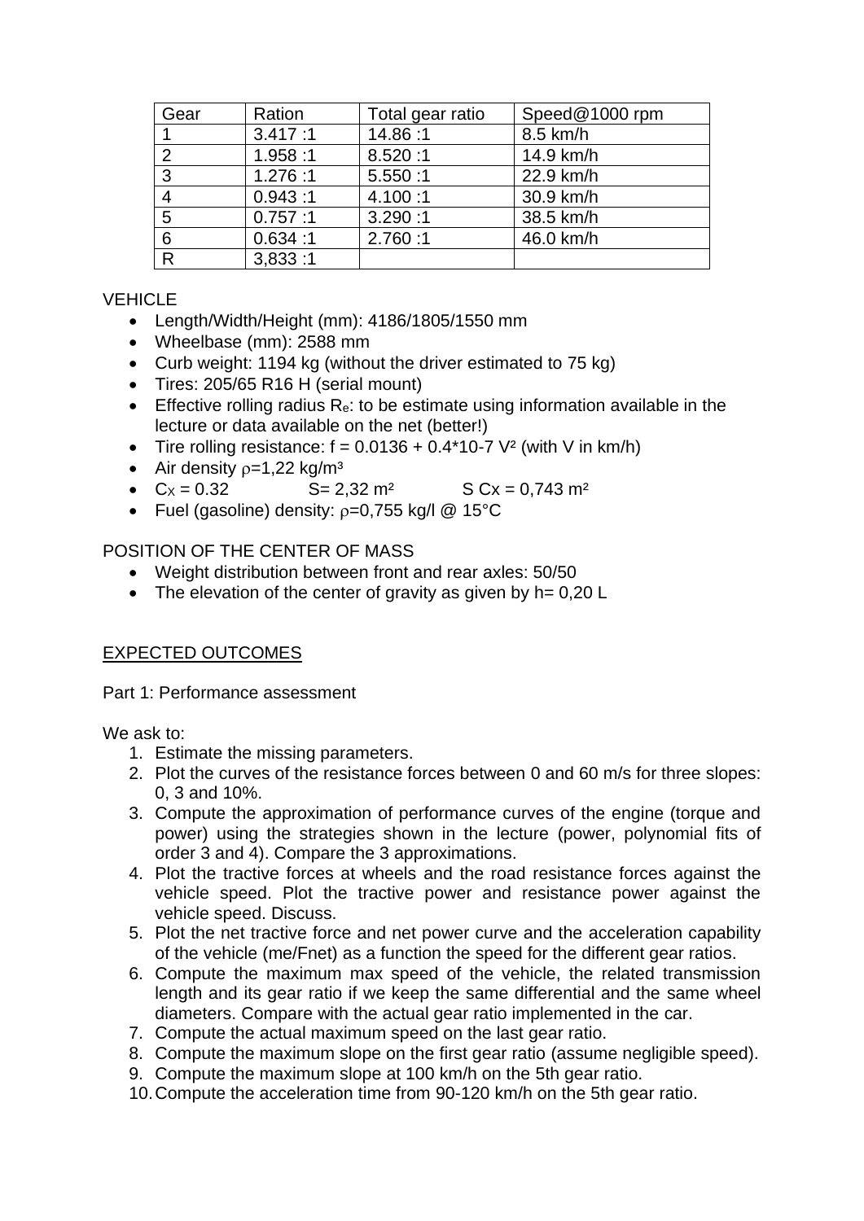| Gear | Ration | Total gear ratio | Speed@1000 rpm |
|---|---|---|---|
| 1 | 3.417 :1 | 14.86 :1 | 8.5 km/h |
| 2 | 1.958 :1 | 8.520 :1 | 14.9 km/h |
| 3 | 1.276 :1 | 5.550 :1 | 22.9 km/h |
| 4 | 0.943 :1 | 4.100 :1 | 30.9 km/h |
| 5 | 0.757 :1 | 3.290 :1 | 38.5 km/h |
| 6 | 0.634 :1 | 2.760 :1 | 46.0 km/h |
| R | 3,833 :1 | | |

VEHICLE

- Length/Width/Height (mm): 4186/1805/1550 mm
- Wheelbase (mm): 2588 mm
- Curb weight: 1194 kg (without the driver estimated to 75 kg)
- Tires: 205/65 R16 H (serial mount)
- Effective rolling radius $R_e$: to be estimate using information available in the lecture or data available on the net (better!)
- Tire rolling resistance: $f = 0.0136 + 0.4*10\text{-}7\ V^2$ (with V in km/h)
- Air density $\rho$=1,22 kg/m³
- $C_X = 0.32$ S= 2,32 m² S Cx = 0,743 m²
- Fuel (gasoline) density: $\rho$=0,755 kg/l @ 15°C

POSITION OF THE CENTER OF MASS

- Weight distribution between front and rear axles: 50/50
- The elevation of the center of gravity as given by h= 0,20 L

EXPECTED OUTCOMES

Part 1: Performance assessment

We ask to:

1. Estimate the missing parameters.
2. Plot the curves of the resistance forces between 0 and 60 m/s for three slopes: 0, 3 and 10%.
3. Compute the approximation of performance curves of the engine (torque and power) using the strategies shown in the lecture (power, polynomial fits of order 3 and 4). Compare the 3 approximations.
4. Plot the tractive forces at wheels and the road resistance forces against the vehicle speed. Plot the tractive power and resistance power against the vehicle speed. Discuss.
5. Plot the net tractive force and net power curve and the acceleration capability of the vehicle (me/Fnet) as a function the speed for the different gear ratios.
6. Compute the maximum max speed of the vehicle, the related transmission length and its gear ratio if we keep the same differential and the same wheel diameters. Compare with the actual gear ratio implemented in the car.
7. Compute the actual maximum speed on the last gear ratio.
8. Compute the maximum slope on the first gear ratio (assume negligible speed).
9. Compute the maximum slope at 100 km/h on the 5th gear ratio.
10. Compute the acceleration time from 90-120 km/h on the 5th gear ratio.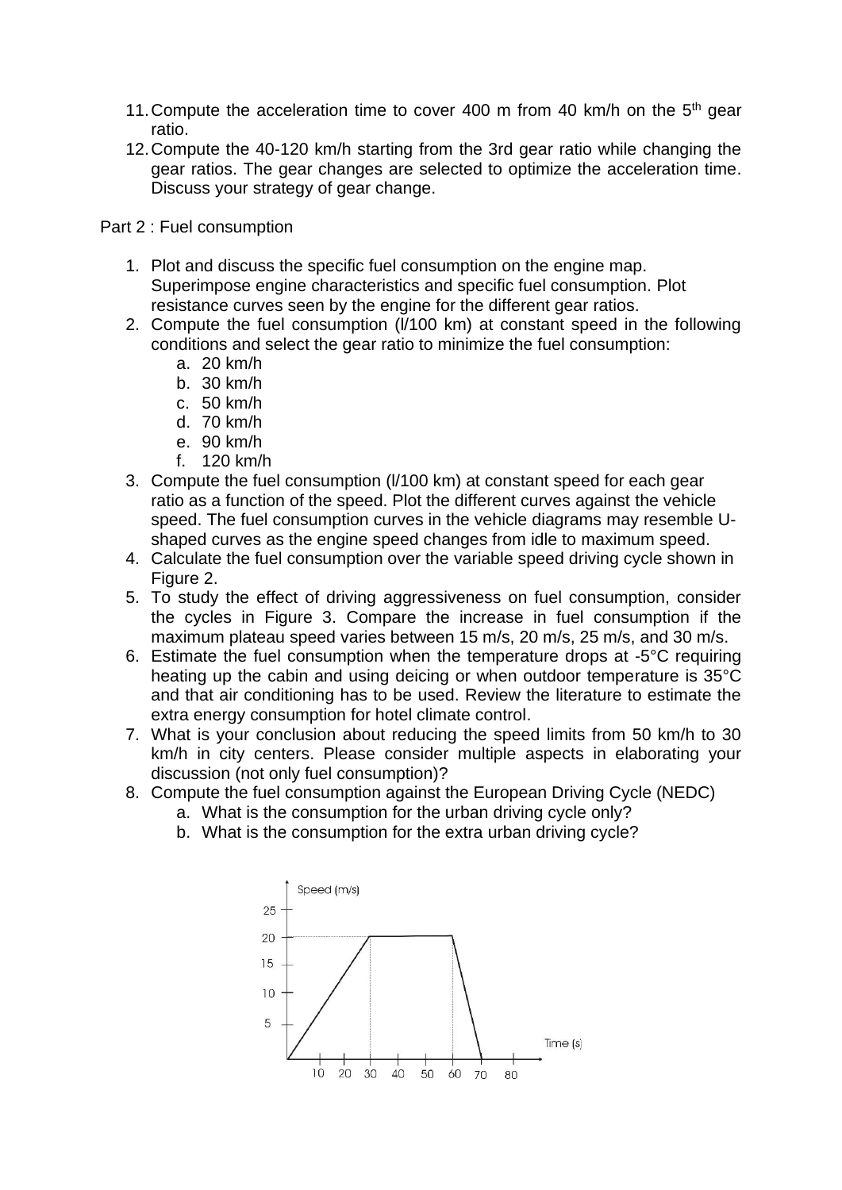11. Compute the acceleration time to cover 400 m from 40 km/h on the 5[th] gear ratio.
12. Compute the 40-120 km/h starting from the 3rd gear ratio while changing the gear ratios. The gear changes are selected to optimize the acceleration time. Discuss your strategy of gear change.

Part 2 : Fuel consumption

1. Plot and discuss the specific fuel consumption on the engine map. Superimpose engine characteristics and specific fuel consumption. Plot resistance curves seen by the engine for the different gear ratios.
2. Compute the fuel consumption (l/100 km) at constant speed in the following conditions and select the gear ratio to minimize the fuel consumption:
   a. 20 km/h
   b. 30 km/h
   c. 50 km/h
   d. 70 km/h
   e. 90 km/h
   f. 120 km/h
3. Compute the fuel consumption (l/100 km) at constant speed for each gear ratio as a function of the speed. Plot the different curves against the vehicle speed. The fuel consumption curves in the vehicle diagrams may resemble U-shaped curves as the engine speed changes from idle to maximum speed.
4. Calculate the fuel consumption over the variable speed driving cycle shown in Figure 2.
5. To study the effect of driving aggressiveness on fuel consumption, consider the cycles in Figure 3. Compare the increase in fuel consumption if the maximum plateau speed varies between 15 m/s, 20 m/s, 25 m/s, and 30 m/s.
6. Estimate the fuel consumption when the temperature drops at -5°C requiring heating up the cabin and using deicing or when outdoor temperature is 35°C and that air conditioning has to be used. Review the literature to estimate the extra energy consumption for hotel climate control.
7. What is your conclusion about reducing the speed limits from 50 km/h to 30 km/h in city centers. Please consider multiple aspects in elaborating your discussion (not only fuel consumption)?
8. Compute the fuel consumption against the European Driving Cycle (NEDC)
   a. What is the consumption for the urban driving cycle only?
   b. What is the consumption for the extra urban driving cycle?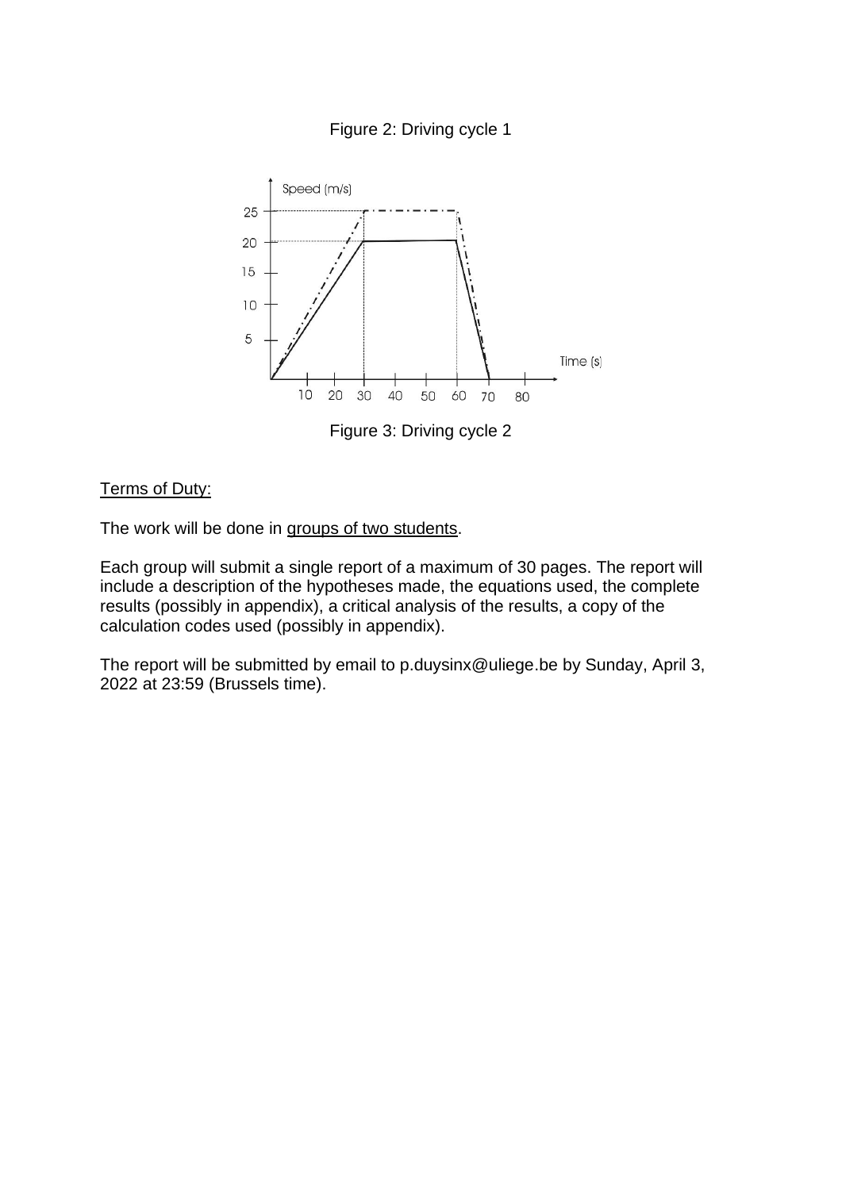Figure 2: Driving cycle 1

Figure 3: Driving cycle 2

Terms of Duty:

The work will be done in groups of two students.

Each group will submit a single report of a maximum of 30 pages. The report will include a description of the hypotheses made, the equations used, the complete results (possibly in appendix), a critical analysis of the results, a copy of the calculation codes used (possibly in appendix).

The report will be submitted by email to p.duysinx@uliege.be by Sunday, April 3, 2022 at 23:59 (Brussels time).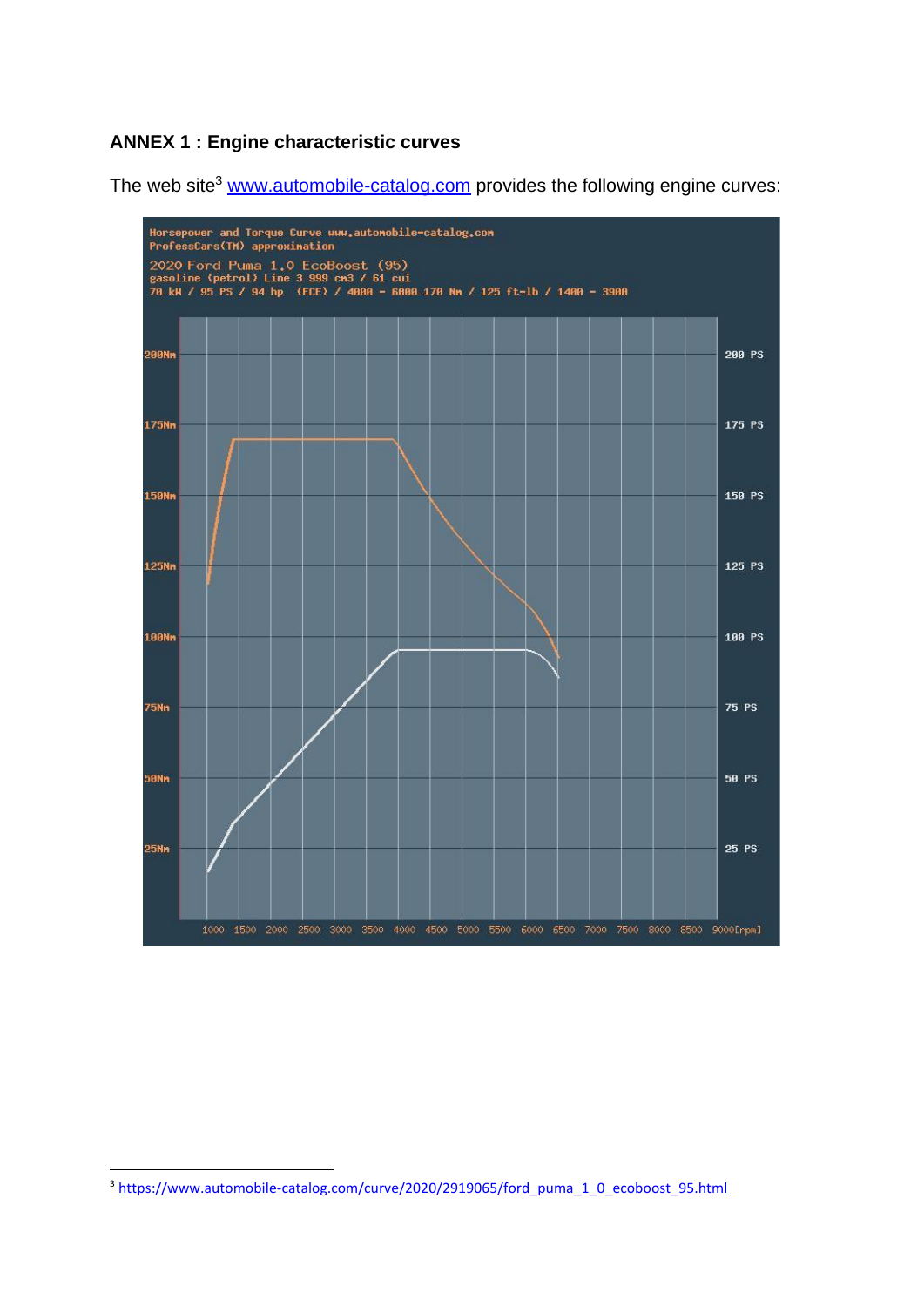**ANNEX 1 : Engine characteristic curves**

The web site[3] www.automobile-catalog.com provides the following engine curves:

Horsepower and Torque Curve www.automobile-catalog.com
ProfessCars(TM) approximation

2020 Ford Puma 1.0 EcoBoost (95)
gasoline (petrol) Line 3 999 cm3 / 61 cui
70 kW / 95 PS / 94 hp (ECE) / 4000 - 6000 170 Nm / 125 ft-lb / 1400 - 3900

[3] https://www.automobile-catalog.com/curve/2020/2919065/ford_puma_1_0_ecoboost_95.html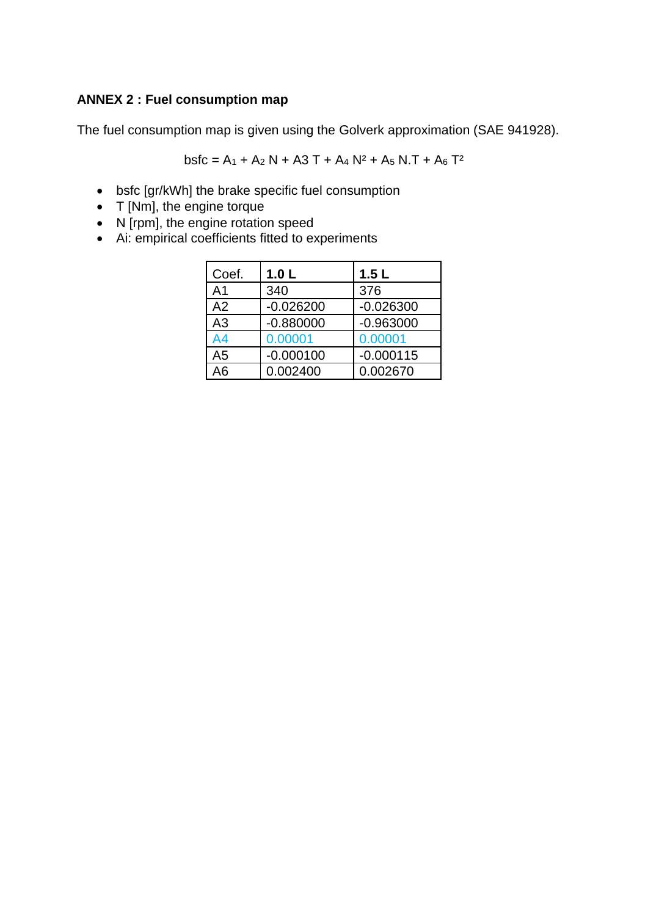**ANNEX 2 : Fuel consumption map**

The fuel consumption map is given using the Golverk approximation (SAE 941928).

$$bsfc = A_1 + A_2\ N + A3\ T + A_4\ N^2 + A_5\ N.T + A_6\ T^2$$

- bsfc [gr/kWh] the brake specific fuel consumption
- T [Nm], the engine torque
- N [rpm], the engine rotation speed
- Ai: empirical coefficients fitted to experiments

| Coef. | **1.0 L** | **1.5 L** |
|---|---|---|
| A1 | 340 | 376 |
| A2 | -0.026200 | -0.026300 |
| A3 | -0.880000 | -0.963000 |
| A4 | 0.00001 | 0.00001 |
| A5 | -0.000100 | -0.000115 |
| A6 | 0.002400 | 0.002670 |